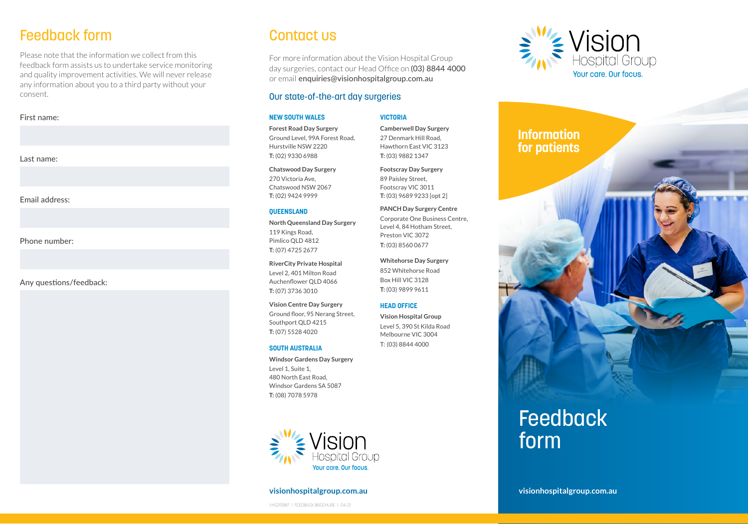## Feedback form

Please note that the information we collect from this feedback form assists us to undertake service monitoring and quality improvement activities. We will never release any information about you to a third party without your consent.

First name:

Last name:

Email address:

Phone number:

Any questions/feedback:

## Contact us

For more information about the Vision Hospital Group day surgeries, contact our Head Office on (03) 8844 4000 or email enquiries@visionhospitalgroup.com.au

### Our state-of-the-art day surgeries

#### NEW SOUTH WALES

**Forest Road Day Surgery**
Ground Level, 99A Forest Road,
Hurstville NSW 2220
**T:** (02) 9330 6988

**Chatswood Day Surgery**
270 Victoria Ave,
Chatswood NSW 2067
**T:** (02) 9424 9999

#### QUEENSLAND

**North Queensland Day Surgery**
119 Kings Road,
Pimlico QLD 4812
**T:** (07) 4725 2677

**RiverCity Private Hospital**
Level 2, 401 Milton Road
Auchenflower QLD 4066
**T:** (07) 3736 3010

**Vision Centre Day Surgery**
Ground floor, 95 Nerang Street,
Southport QLD 4215
**T:** (07) 5528 4020

#### SOUTH AUSTRALIA

**Windsor Gardens Day Surgery**
Level 1, Suite 1,
480 North East Road,
Windsor Gardens SA 5087
**T:** (08) 7078 5978

#### VICTORIA

**Camberwell Day Surgery**
27 Denmark Hill Road,
Hawthorn East VIC 3123
**T:** (03) 9882 1347

**Footscray Day Surgery**
89 Paisley Street,
Footscray VIC 3011
**T:** (03) 9689 9233 [opt 2]

**PANCH Day Surgery Centre**
Corporate One Business Centre,
Level 4, 84 Hotham Street,
Preston VIC 3072
**T:** (03) 8560 0677

**Whitehorse Day Surgery**
852 Whitehorse Road
Box Hill VIC 3128
**T:** (03) 9899 9611

#### HEAD OFFICE

**Vision Hospital Group**
Level 5, 390 St Kilda Road
Melbourne VIC 3004
T: (03) 8844 4000

Vision Hospital Group
Your care. Our focus.

**visionhospitalgroup.com.au**

VHG29387 | FEEDBACK BROCHURE | 04-21

Vision Hospital Group
Your care. Our focus.

**Information for patients**

# Feedback form

**visionhospitalgroup.com.au**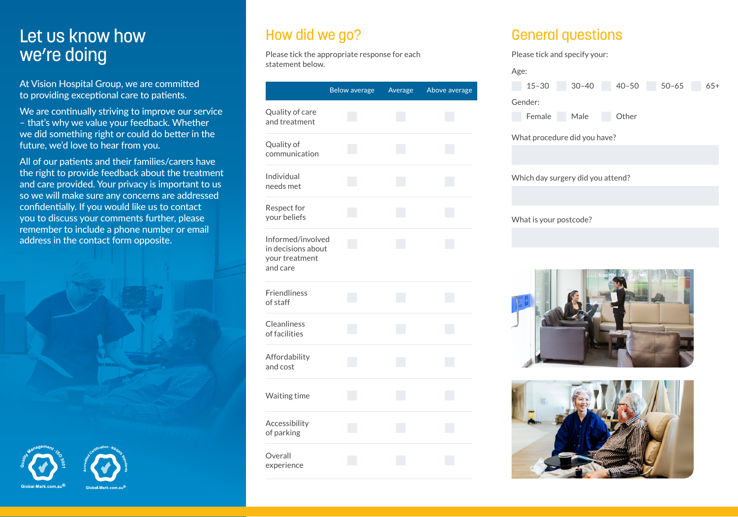# Let us know how we're doing

At Vision Hospital Group, we are committed to providing exceptional care to patients.

We are continually striving to improve our service – that's why we value your feedback. Whether we did something right or could do better in the future, we'd love to hear from you.

All of our patients and their families/carers have the right to provide feedback about the treatment and care provided. Your privacy is important to us so we will make sure any concerns are addressed confidentially. If you would like us to contact you to discuss your comments further, please remember to include a phone number or email address in the contact form opposite.

Quality Management · ISO 9001 · Global-Mark.com.au®

Accredited Certification · NSQHS Standards · Global-Mark.com.au®

## How did we go?

Please tick the appropriate response for each statement below.

| | Below average | Average | Above average |
|---|---|---|---|
| Quality of care and treatment | | | |
| Quality of communication | | | |
| Individual needs met | | | |
| Respect for your beliefs | | | |
| Informed/involved in decisions about your treatment and care | | | |
| Friendliness of staff | | | |
| Cleanliness of facilities | | | |
| Affordability and cost | | | |
| Waiting time | | | |
| Accessibility of parking | | | |
| Overall experience | | | |

## General questions

Please tick and specify your:

Age:

☐ 15–30 ☐ 30–40 ☐ 40–50 ☐ 50–65 ☐ 65+

Gender:

☐ Female ☐ Male ☐ Other

What procedure did you have?

Which day surgery did you attend?

What is your postcode?